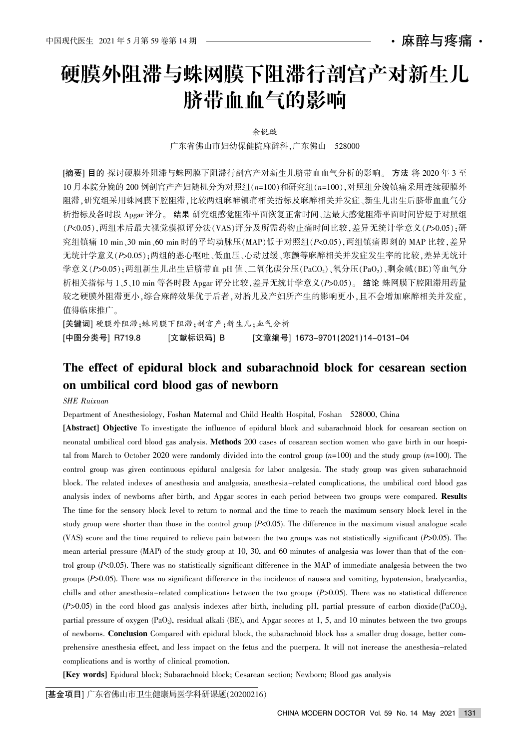# 硬膜外阻滞与蛛网膜下阻滞行剖宫产对新生儿脐带血血气的影响

佘锐璇

广东省佛山市妇幼保健院麻醉科，广东佛山 528000

**[摘要] 目的** 探讨硬膜外阻滞与蛛网膜下阻滞行剖宫产对新生儿脐带血血气分析的影响。 **方法** 将 2020 年 3 至 10 月本院分娩的 200 例剖宫产产妇随机分为对照组(*n*=100)和研究组(*n*=100)，对照组分娩镇痛采用连续硬膜外阻滞，研究组采用蛛网膜下腔阻滞，比较两组麻醉镇痛相关指标及麻醉相关并发症、新生儿出生后脐带血血气分析指标及各时段 Apgar 评分。 **结果** 研究组感觉阻滞平面恢复正常时间、达最大感觉阻滞平面时间皆短于对照组($P<0.05$)，两组术后最大视觉模拟评分法(VAS)评分及所需药物止痛时间比较，差异无统计学意义($P>0.05$)；研究组镇痛 10 min、30 min、60 min 时的平均动脉压(MAP)低于对照组($P<0.05$)，两组镇痛即刻的 MAP 比较，差异无统计学意义($P>0.05$)；两组的恶心呕吐、低血压、心动过缓、寒颤等麻醉相关并发症发生率的比较，差异无统计学意义($P>0.05$)；两组新生儿出生后脐带血 pH 值、二氧化碳分压($PaCO_2$)、氧分压($PaO_2$)、剩余碱(BE)等血气分析相关指标与 1、5、10 min 等各时段 Apgar 评分比较，差异无统计学意义($P>0.05$)。 **结论** 蛛网膜下腔阻滞用药量较之硬膜外阻滞更小，综合麻醉效果优于后者，对胎儿及产妇所产生的影响更小，且不会增加麻醉相关并发症，值得临床推广。

**[关键词]** 硬膜外阻滞；蛛网膜下阻滞；剖宫产；新生儿；血气分析

**[中图分类号]** R719.8  **[文献标识码]** B  **[文章编号]** 1673-9701(2021)14-0131-04

# The effect of epidural block and subarachnoid block for cesarean section on umbilical cord blood gas of newborn

*SHE Ruixuan*

Department of Anesthesiology, Foshan Maternal and Child Health Hospital, Foshan 528000, China

**[Abstract] Objective** To investigate the influence of epidural block and subarachnoid block for cesarean section on neonatal umbilical cord blood gas analysis. **Methods** 200 cases of cesarean section women who gave birth in our hospital from March to October 2020 were randomly divided into the control group (*n*=100) and the study group (*n*=100). The control group was given continuous epidural analgesia for labor analgesia. The study group was given subarachnoid block. The related indexes of anesthesia and analgesia, anesthesia-related complications, the umbilical cord blood gas analysis index of newborns after birth, and Apgar scores in each period between two groups were compared. **Results** The time for the sensory block level to return to normal and the time to reach the maximum sensory block level in the study group were shorter than those in the control group ($P<0.05$). The difference in the maximum visual analogue scale (VAS) score and the time required to relieve pain between the two groups was not statistically significant ($P>0.05$). The mean arterial pressure (MAP) of the study group at 10, 30, and 60 minutes of analgesia was lower than that of the control group ($P<0.05$). There was no statistically significant difference in the MAP of immediate analgesia between the two groups ($P>0.05$). There was no significant difference in the incidence of nausea and vomiting, hypotension, bradycardia, chills and other anesthesia-related complications between the two groups ($P>0.05$). There was no statistical difference ($P>0.05$) in the cord blood gas analysis indexes after birth, including pH, partial pressure of carbon dioxide($PaCO_2$), partial pressure of oxygen ($PaO_2$), residual alkali (BE), and Apgar scores at 1, 5, and 10 minutes between the two groups of newborns. **Conclusion** Compared with epidural block, the subarachnoid block has a smaller drug dosage, better comprehensive anesthesia effect, and less impact on the fetus and the puerpera. It will not increase the anesthesia-related complications and is worthy of clinical promotion.

**[Key words]** Epidural block; Subarachnoid block; Cesarean section; Newborn; Blood gas analysis

---

**[基金项目]** 广东省佛山市卫生健康局医学科研课题(20200216)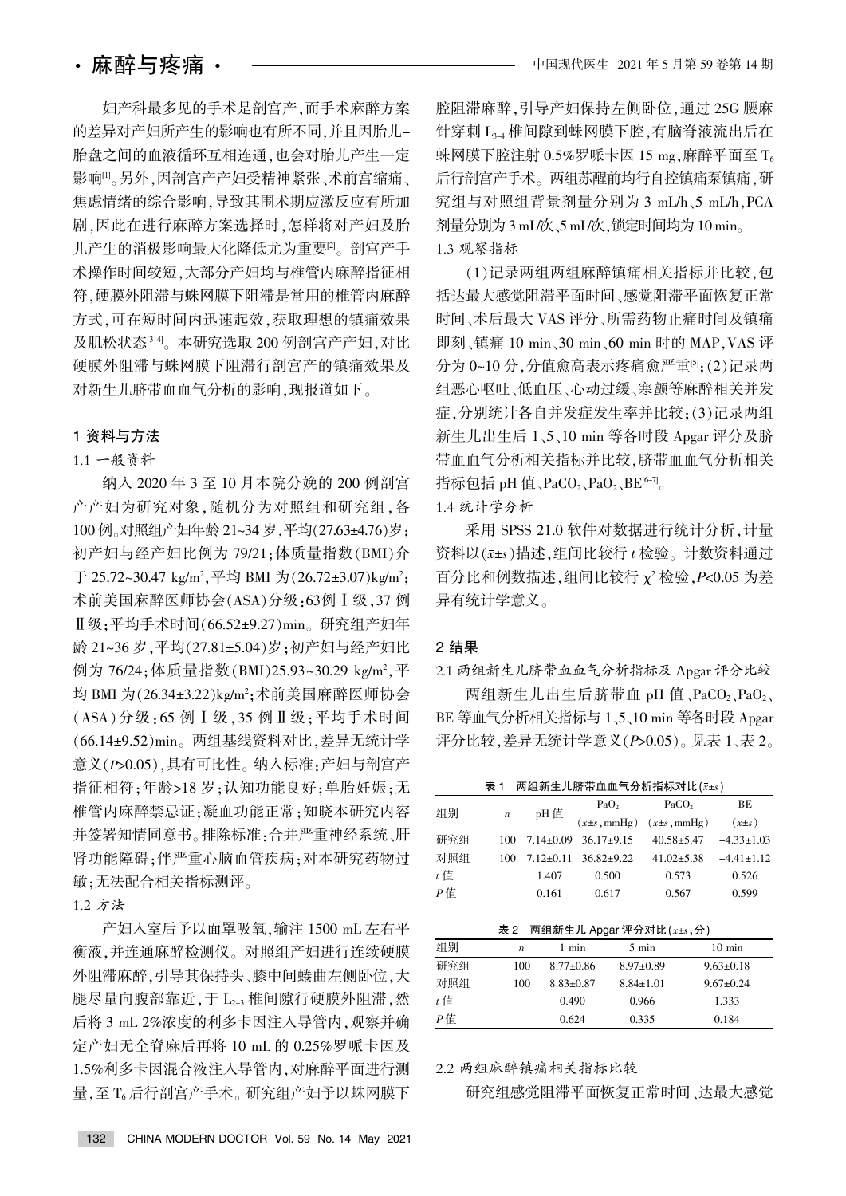妇产科最多见的手术是剖宫产，而手术麻醉方案的差异对产妇所产生的影响也有所不同，并且因胎儿–胎盘之间的血液循环互相连通，也会对胎儿产生一定影响[1]。另外，因剖宫产产妇受精神紧张、术前宫缩痛、焦虑情绪的综合影响，导致其围术期应激反应有所加剧，因此在进行麻醉方案选择时，怎样将对产妇及胎儿产生的消极影响最大化降低尤为重要[2]。剖宫产手术操作时间较短，大部分产妇均与椎管内麻醉指征相符，硬膜外阻滞与蛛网膜下阻滞是常用的椎管内麻醉方式，可在短时间内迅速起效，获取理想的镇痛效果及肌松状态[3-4]。本研究选取200例剖宫产产妇，对比硬膜外阻滞与蛛网膜下阻滞行剖宫产的镇痛效果及对新生儿脐带血血气分析的影响，现报道如下。

## 1 资料与方法

### 1.1 一般资料

纳入2020年3至10月本院分娩的200例剖宫产产妇为研究对象，随机分为对照组和研究组，各100例。对照组产妇年龄21~34岁，平均(27.63±4.76)岁；初产妇与经产妇比例为79/21；体质量指数(BMI)介于25.72~30.47 kg/m$^2$，平均BMI为(26.72±3.07)kg/m$^2$；术前美国麻醉医师协会(ASA)分级：63例Ⅰ级，37例Ⅱ级；平均手术时间(66.52±9.27)min。研究组产妇年龄21~36岁，平均(27.81±5.04)岁；初产妇与经产妇比例为76/24；体质量指数(BMI)25.93~30.29 kg/m$^2$，平均BMI为(26.34±3.22)kg/m$^2$；术前美国麻醉医师协会(ASA)分级：65例Ⅰ级，35例Ⅱ级；平均手术时间(66.14±9.52)min。两组基线资料对比，差异无统计学意义($P$>0.05)，具有可比性。纳入标准：产妇与剖宫产指征相符；年龄>18岁；认知功能良好；单胎妊娠；无椎管内麻醉禁忌证；凝血功能正常；知晓本研究内容并签署知情同意书。排除标准：合并严重神经系统、肝肾功能障碍；伴严重心脑血管疾病；对本研究药物过敏；无法配合相关指标测评。

### 1.2 方法

产妇入室后予以面罩吸氧，输注1500 mL左右平衡液，并连通麻醉检测仪。对照组产妇进行连续硬膜外阻滞麻醉，引导其保持头、膝中间蜷曲左侧卧位，大腿尽量向腹部靠近，于$L_{2-3}$椎间隙行硬膜外阻滞，然后将3 mL 2%浓度的利多卡因注入导管内，观察并确定产妇无全脊麻后再将10 mL的0.25%罗哌卡因及1.5%利多卡因混合液注入导管内，对麻醉平面进行测量，至$T_6$后行剖宫产手术。研究组产妇予以蛛网膜下腔阻滞麻醉，引导产妇保持左侧卧位，通过25G腰麻针穿刺$L_{3-4}$椎间隙到蛛网膜下腔，有脑脊液流出后在蛛网膜下腔注射0.5%罗哌卡因15 mg，麻醉平面至$T_6$后行剖宫产手术。两组苏醒前均行自控镇痛泵镇痛，研究组与对照组背景剂量分别为3 mL/h、5 mL/h，PCA剂量分别为3 mL/次、5 mL/次，锁定时间均为10 min。

### 1.3 观察指标

(1)记录两组两组麻醉镇痛相关指标并比较，包括达最大感觉阻滞平面时间、感觉阻滞平面恢复正常时间、术后最大VAS评分、所需药物止痛时间及镇痛即刻、镇痛10 min、30 min、60 min时的MAP，VAS评分为0~10分，分值愈高表示疼痛愈严重[5]；(2)记录两组恶心呕吐、低血压、心动过缓、寒颤等麻醉相关并发症，分别统计各自并发症发生率并比较；(3)记录两组新生儿出生后1、5、10 min等各时段Apgar评分及脐带血血气分析相关指标并比较，脐带血血气分析相关指标包括pH值、$PaCO_2$、$PaO_2$、BE[6-7]。

### 1.4 统计学分析

采用SPSS 21.0软件对数据进行统计分析，计量资料以($\bar{x}\pm s$)描述，组间比较行$t$检验。计数资料通过百分比和例数描述，组间比较行$\chi^2$检验，$P$<0.05为差异有统计学意义。

## 2 结果

### 2.1 两组新生儿脐带血血气分析指标及Apgar评分比较

两组新生儿出生后脐带血pH值、$PaCO_2$、$PaO_2$、BE等血气分析相关指标与1、5、10 min等各时段Apgar评分比较，差异无统计学意义($P$>0.05)。见表1、表2。

表1 两组新生儿脐带血血气分析指标对比($\bar{x}\pm s$)

| 组别 | $n$ | pH值 | $PaO_2$ ($\bar{x}\pm s$, mmHg) | $PaCO_2$ ($\bar{x}\pm s$, mmHg) | BE ($\bar{x}\pm s$) |
|---|---|---|---|---|---|
| 研究组 | 100 | 7.14±0.09 | 36.17±9.15 | 40.58±5.47 | –4.33±1.03 |
| 对照组 | 100 | 7.12±0.11 | 36.82±9.22 | 41.02±5.38 | –4.41±1.12 |
| $t$值 | | 1.407 | 0.500 | 0.573 | 0.526 |
| $P$值 | | 0.161 | 0.617 | 0.567 | 0.599 |

表2 两组新生儿Apgar评分对比($\bar{x}\pm s$，分)

| 组别 | $n$ | 1 min | 5 min | 10 min |
|---|---|---|---|---|
| 研究组 | 100 | 8.77±0.86 | 8.97±0.89 | 9.63±0.18 |
| 对照组 | 100 | 8.83±0.87 | 8.84±1.01 | 9.67±0.24 |
| $t$值 | | 0.490 | 0.966 | 1.333 |
| $P$值 | | 0.624 | 0.335 | 0.184 |

### 2.2 两组麻醉镇痛相关指标比较

研究组感觉阻滞平面恢复正常时间、达最大感觉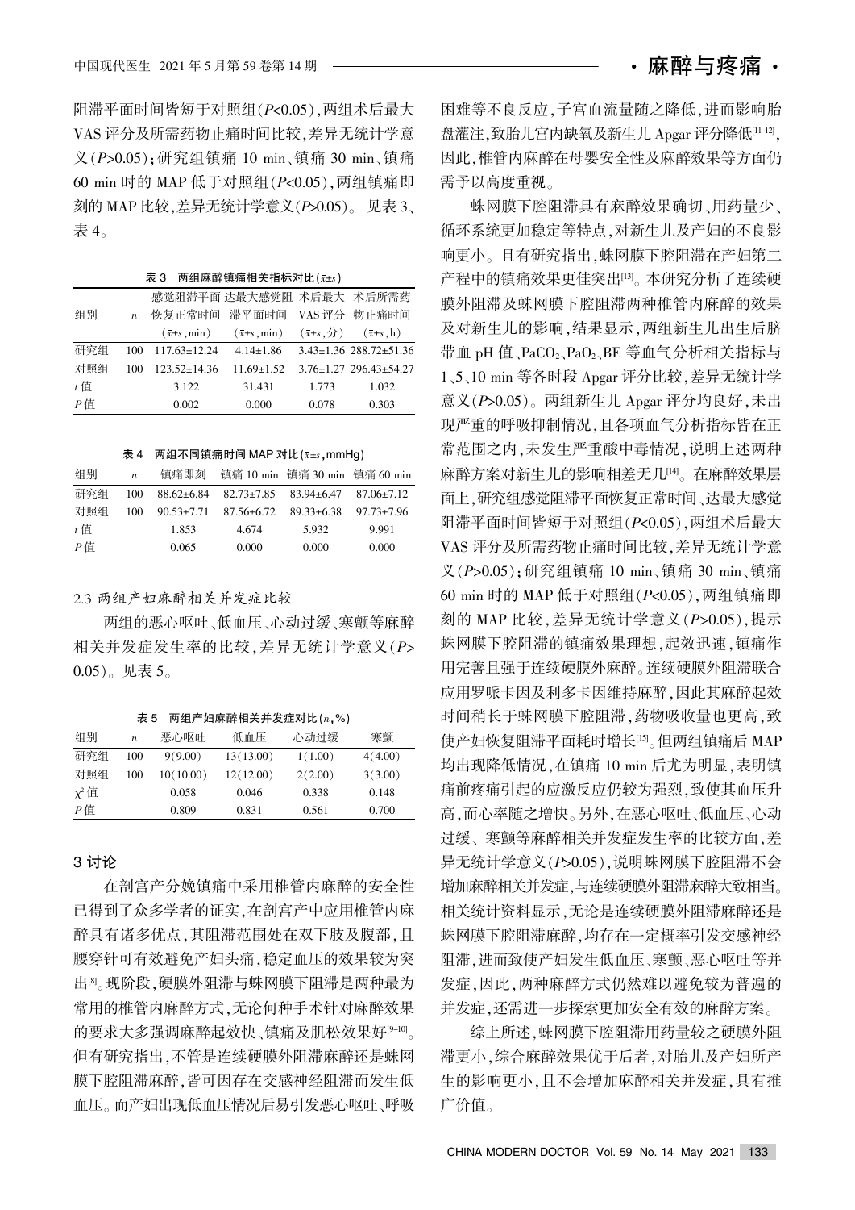阻滞平面时间皆短于对照组($P<0.05$)，两组术后最大VAS评分及所需药物止痛时间比较，差异无统计学意义($P>0.05$)；研究组镇痛10 min、镇痛30 min、镇痛60 min时的MAP低于对照组($P<0.05$)，两组镇痛即刻的MAP比较，差异无统计学意义($P>0.05$)。见表3、表4。

表3 两组麻醉镇痛相关指标对比($\bar{x}\pm s$)

| 组别 | $n$ | 感觉阻滞平面恢复正常时间($\bar{x}\pm s$, min) | 达最大感觉阻滞平面时间($\bar{x}\pm s$, min) | 术后最大VAS评分($\bar{x}\pm s$, 分) | 术后所需药物止痛时间($\bar{x}\pm s$, h) |
|---|---|---|---|---|---|
| 研究组 | 100 | 117.63±12.24 | 4.14±1.86 | 3.43±1.36 | 288.72±51.36 |
| 对照组 | 100 | 123.52±14.36 | 11.69±1.52 | 3.76±1.27 | 296.43±54.27 |
| $t$值 | | 3.122 | 31.431 | 1.773 | 1.032 |
| $P$值 | | 0.002 | 0.000 | 0.078 | 0.303 |

表4 两组不同镇痛时间MAP对比($\bar{x}\pm s$, mmHg)

| 组别 | $n$ | 镇痛即刻 | 镇痛10 min | 镇痛30 min | 镇痛60 min |
|---|---|---|---|---|---|
| 研究组 | 100 | 88.62±6.84 | 82.73±7.85 | 83.94±6.47 | 87.06±7.12 |
| 对照组 | 100 | 90.53±7.71 | 87.56±6.72 | 89.33±6.38 | 97.73±7.96 |
| $t$值 | | 1.853 | 4.674 | 5.932 | 9.991 |
| $P$值 | | 0.065 | 0.000 | 0.000 | 0.000 |

### 2.3 两组产妇麻醉相关并发症比较

两组的恶心呕吐、低血压、心动过缓、寒颤等麻醉相关并发症发生率的比较，差异无统计学意义($P>0.05$)。见表5。

表5 两组产妇麻醉相关并发症对比($n$, %)

| 组别 | $n$ | 恶心呕吐 | 低血压 | 心动过缓 | 寒颤 |
|---|---|---|---|---|---|
| 研究组 | 100 | 9(9.00) | 13(13.00) | 1(1.00) | 4(4.00) |
| 对照组 | 100 | 10(10.00) | 12(12.00) | 2(2.00) | 3(3.00) |
| $\chi^2$值 | | 0.058 | 0.046 | 0.338 | 0.148 |
| $P$值 | | 0.809 | 0.831 | 0.561 | 0.700 |

## 3 讨论

在剖宫产分娩镇痛中采用椎管内麻醉的安全性已得到了众多学者的证实，在剖宫产中应用椎管内麻醉具有诸多优点，其阻滞范围处在双下肢及腹部，且腰穿针可有效避免产妇头痛，稳定血压的效果较为突出[8]。现阶段，硬膜外阻滞与蛛网膜下阻滞是两种最为常用的椎管内麻醉方式，无论何种手术针对麻醉效果的要求大多强调麻醉起效快、镇痛及肌松效果好[9-10]。但有研究指出，不管是连续硬膜外阻滞麻醉还是蛛网膜下腔阻滞麻醉，皆可因存在交感神经阻滞而发生低血压。而产妇出现低血压情况后易引发恶心呕吐、呼吸困难等不良反应，子宫血流量随之降低，进而影响胎盘灌注，致胎儿宫内缺氧及新生儿Apgar评分降低[11-12]，因此，椎管内麻醉在母婴安全性及麻醉效果等方面仍需予以高度重视。

蛛网膜下腔阻滞具有麻醉效果确切、用药量少、循环系统更加稳定等特点，对新生儿及产妇的不良影响更小。且有研究指出，蛛网膜下腔阻滞在产妇第二产程中的镇痛效果更佳突出[13]。本研究分析了连续硬膜外阻滞及蛛网膜下腔阻滞两种椎管内麻醉的效果及对新生儿的影响，结果显示，两组新生儿出生后脐带血pH值、$PaCO_2$、$PaO_2$、BE等血气分析相关指标与1、5、10 min等各时段Apgar评分比较，差异无统计学意义($P>0.05$)。两组新生儿Apgar评分均良好，未出现严重的呼吸抑制情况，且各项血气分析指标皆在正常范围之内，未发生严重酸中毒情况，说明上述两种麻醉方案对新生儿的影响相差无几[14]。在麻醉效果层面上，研究组感觉阻滞平面恢复正常时间、达最大感觉阻滞平面时间皆短于对照组($P<0.05$)，两组术后最大VAS评分及所需药物止痛时间比较，差异无统计学意义($P>0.05$)；研究组镇痛10 min、镇痛30 min、镇痛60 min时的MAP低于对照组($P<0.05$)，两组镇痛即刻的MAP比较，差异无统计学意义($P>0.05$)，提示蛛网膜下腔阻滞的镇痛效果理想，起效迅速，镇痛作用完善且强于连续硬膜外麻醉。连续硬膜外阻滞联合应用罗哌卡因及利多卡因维持麻醉，因此其麻醉起效时间稍长于蛛网膜下腔阻滞，药物吸收量也更高，致使产妇恢复阻滞平面耗时增长[15]。但两组镇痛后MAP均出现降低情况，在镇痛10 min后尤为明显，表明镇痛前疼痛引起的应激反应仍较为强烈，致使其血压升高，而心率随之增快。另外，在恶心呕吐、低血压、心动过缓、寒颤等麻醉相关并发症发生率的比较方面，差异无统计学意义($P>0.05$)，说明蛛网膜下腔阻滞不会增加麻醉相关并发症，与连续硬膜外阻滞麻醉大致相当。相关统计资料显示，无论是连续硬膜外阻滞麻醉还是蛛网膜下腔阻滞麻醉，均存在一定概率引发交感神经阻滞，进而致使产妇发生低血压、寒颤、恶心呕吐等并发症，因此，两种麻醉方式仍然难以避免较为普遍的并发症，还需进一步探索更加安全有效的麻醉方案。

综上所述，蛛网膜下腔阻滞用药量较之硬膜外阻滞更小，综合麻醉效果优于后者，对胎儿及产妇所产生的影响更小，且不会增加麻醉相关并发症，具有推广价值。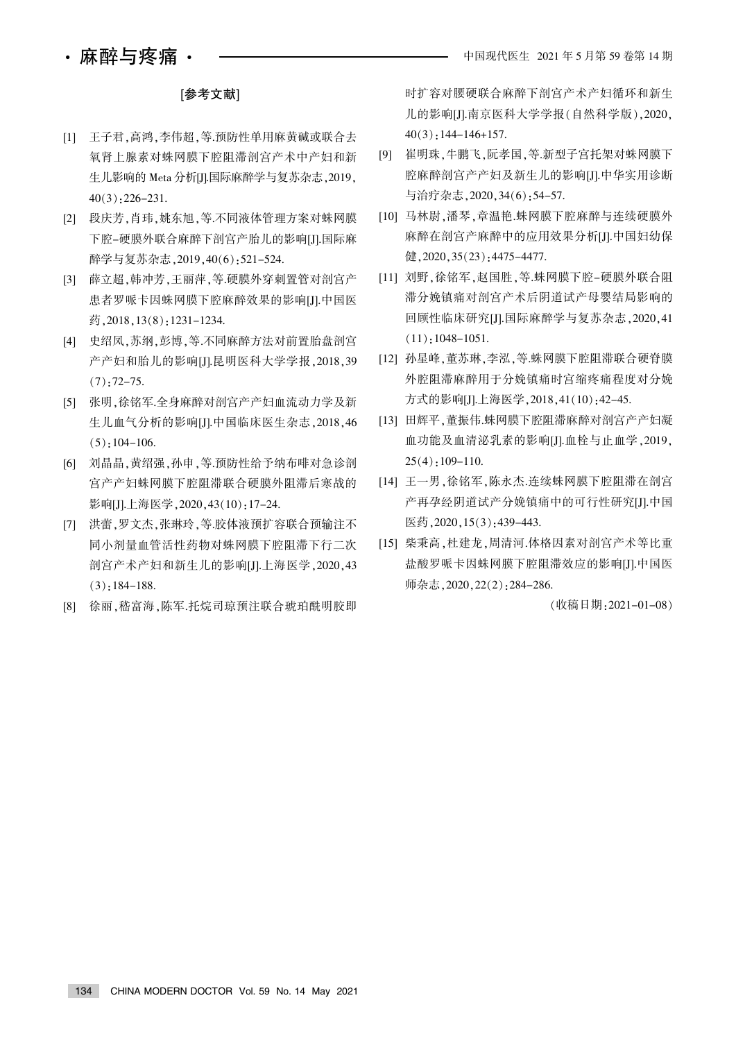## [参考文献]

[1] 王子君,高鸿,李伟超,等.预防性单用麻黄碱或联合去氧肾上腺素对蛛网膜下腔阻滞剖宫产术中产妇和新生儿影响的 Meta 分析[J].国际麻醉学与复苏杂志,2019,40(3):226–231.

[2] 段庆芳,肖玮,姚东旭,等.不同液体管理方案对蛛网膜下腔–硬膜外联合麻醉下剖宫产胎儿的影响[J].国际麻醉学与复苏杂志,2019,40(6):521–524.

[3] 薛立超,韩冲芳,王丽萍,等.硬膜外穿刺置管对剖宫产患者罗哌卡因蛛网膜下腔麻醉效果的影响[J].中国医药,2018,13(8):1231–1234.

[4] 史绍凤,苏纲,彭博,等.不同麻醉方法对前置胎盘剖宫产产妇和胎儿的影响[J].昆明医科大学学报,2018,39(7):72–75.

[5] 张明,徐铭军.全身麻醉对剖宫产产妇血流动力学及新生儿血气分析的影响[J].中国临床医生杂志,2018,46(5):104–106.

[6] 刘晶晶,黄绍强,孙申,等.预防性给予纳布啡对急诊剖宫产产妇蛛网膜下腔阻滞联合硬膜外阻滞后寒战的影响[J].上海医学,2020,43(10):17–24.

[7] 洪蕾,罗文杰,张琳玲,等.胶体液预扩容联合预输注不同小剂量血管活性药物对蛛网膜下腔阻滞下行二次剖宫产术产妇和新生儿的影响[J].上海医学,2020,43(3):184–188.

[8] 徐丽,嵇富海,陈军.托烷司琼预注联合琥珀酰明胶即时扩容对腰硬联合麻醉下剖宫产术产妇循环和新生儿的影响[J].南京医科大学学报(自然科学版),2020,40(3):144–146+157.

[9] 崔明珠,牛鹏飞,阮孝国,等.新型子宫托架对蛛网膜下腔麻醉剖宫产产妇及新生儿的影响[J].中华实用诊断与治疗杂志,2020,34(6):54–57.

[10] 马林尉,潘琴,章温艳.蛛网膜下腔麻醉与连续硬膜外麻醉在剖宫产麻醉中的应用效果分析[J].中国妇幼保健,2020,35(23):4475–4477.

[11] 刘野,徐铭军,赵国胜,等.蛛网膜下腔–硬膜外联合阻滞分娩镇痛对剖宫产术后阴道试产母婴结局影响的回顾性临床研究[J].国际麻醉学与复苏杂志,2020,41(11):1048–1051.

[12] 孙星峰,董苏琳,李泓,等.蛛网膜下腔阻滞联合硬脊膜外腔阻滞麻醉用于分娩镇痛时宫缩疼痛程度对分娩方式的影响[J].上海医学,2018,41(10):42–45.

[13] 田辉平,董振伟.蛛网膜下腔阻滞麻醉对剖宫产产妇凝血功能及血清泌乳素的影响[J].血栓与止血学,2019,25(4):109–110.

[14] 王一男,徐铭军,陈永杰.连续蛛网膜下腔阻滞在剖宫产再孕经阴道试产分娩镇痛中的可行性研究[J].中国医药,2020,15(3):439–443.

[15] 柴秉高,杜建龙,周清河.体格因素对剖宫产术等比重盐酸罗哌卡因蛛网膜下腔阻滞效应的影响[J].中国医师杂志,2020,22(2):284–286.

(收稿日期:2021–01–08)